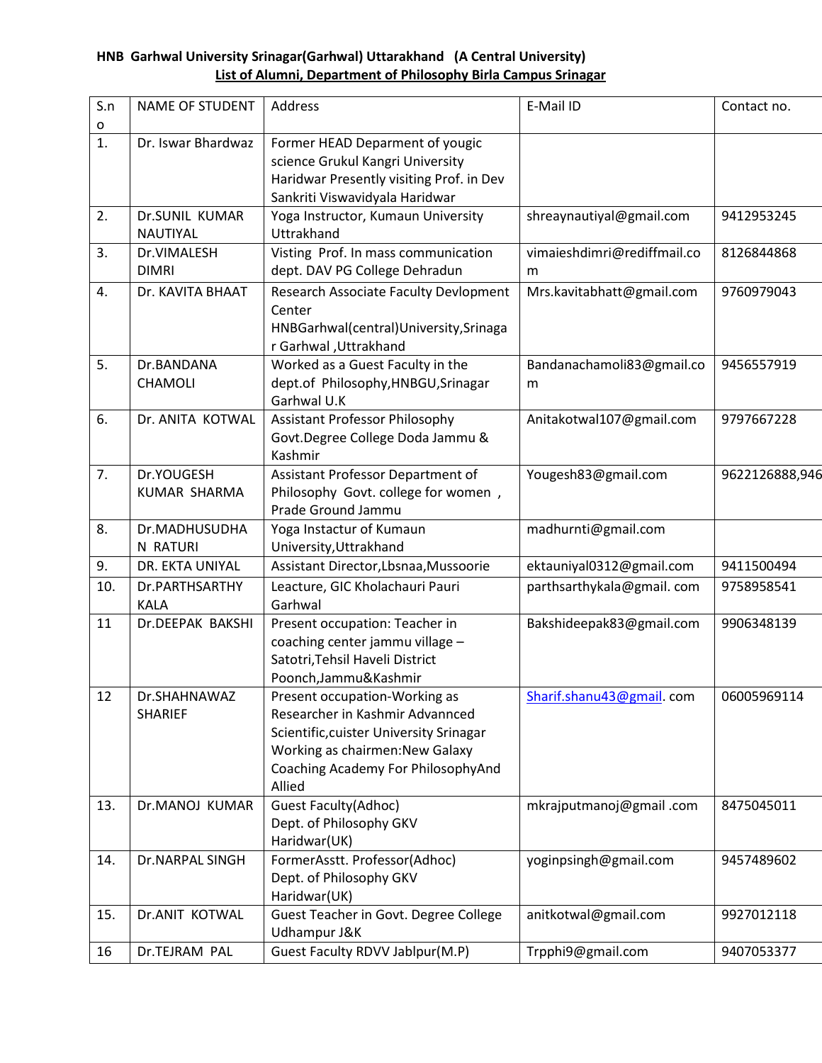**HNB Garhwal University Srinagar(Garhwal) Uttarakhand (A Central University)**

**List of Alumni, Department of Philosophy Birla Campus Srinagar**

| S.no | NAME OF STUDENT | Address | E-Mail ID | Contact no. |
|---|---|---|---|---|
| 1. | Dr. Iswar Bhardwaz | Former HEAD Deparment of yougic science Grukul Kangri University Haridwar Presently visiting Prof. in Dev Sankriti Viswavidyala Haridwar | | |
| 2. | Dr.SUNIL KUMAR NAUTIYAL | Yoga Instructor, Kumaun University Uttrakhand | shreaynautiyal@gmail.com | 9412953245 |
| 3. | Dr.VIMALESH DIMRI | Visting Prof. In mass communication dept. DAV PG College Dehradun | vimaieshdimri@rediffmail.com | 8126844868 |
| 4. | Dr. KAVITA BHAAT | Research Associate Faculty Devlopment Center HNBGarhwal(central)University,Srinagar Garhwal ,Uttrakhand | Mrs.kavitabhatt@gmail.com | 9760979043 |
| 5. | Dr.BANDANA CHAMOLI | Worked as a Guest Faculty in the dept.of Philosophy,HNBGU,Srinagar Garhwal U.K | Bandanachamoli83@gmail.com | 9456557919 |
| 6. | Dr. ANITA KOTWAL | Assistant Professor Philosophy Govt.Degree College Doda Jammu & Kashmir | Anitakotwal107@gmail.com | 9797667228 |
| 7. | Dr.YOUGESH KUMAR SHARMA | Assistant Professor Department of Philosophy Govt. college for women , Prade Ground Jammu | Yougesh83@gmail.com | 9622126888,946 |
| 8. | Dr.MADHUSUDHAN RATURI | Yoga Instactur of Kumaun University,Uttrakhand | madhurnti@gmail.com | |
| 9. | DR. EKTA UNIYAL | Assistant Director,Lbsnaa,Mussoorie | ektauniyal0312@gmail.com | 9411500494 |
| 10. | Dr.PARTHSARTHY KALA | Leacture, GIC Kholachauri Pauri Garhwal | parthsarthykala@gmail. com | 9758958541 |
| 11 | Dr.DEEPAK BAKSHI | Present occupation: Teacher in coaching center jammu village – Satotri,Tehsil Haveli District Poonch,Jammu&Kashmir | Bakshideepak83@gmail.com | 9906348139 |
| 12 | Dr.SHAHNAWAZ SHARIEF | Present occupation-Working as Researcher in Kashmir Advannced Scientific,cuister University Srinagar Working as chairmen:New Galaxy Coaching Academy For PhilosophyAnd Allied | Sharif.shanu43@gmail. com | 06005969114 |
| 13. | Dr.MANOJ KUMAR | Guest Faculty(Adhoc) Dept. of Philosophy GKV Haridwar(UK) | mkrajputmanoj@gmail .com | 8475045011 |
| 14. | Dr.NARPAL SINGH | FormerAsstt. Professor(Adhoc) Dept. of Philosophy GKV Haridwar(UK) | yoginpsingh@gmail.com | 9457489602 |
| 15. | Dr.ANIT KOTWAL | Guest Teacher in Govt. Degree College Udhampur J&K | anitkotwal@gmail.com | 9927012118 |
| 16 | Dr.TEJRAM PAL | Guest Faculty RDVV Jablpur(M.P) | Trpphi9@gmail.com | 9407053377 |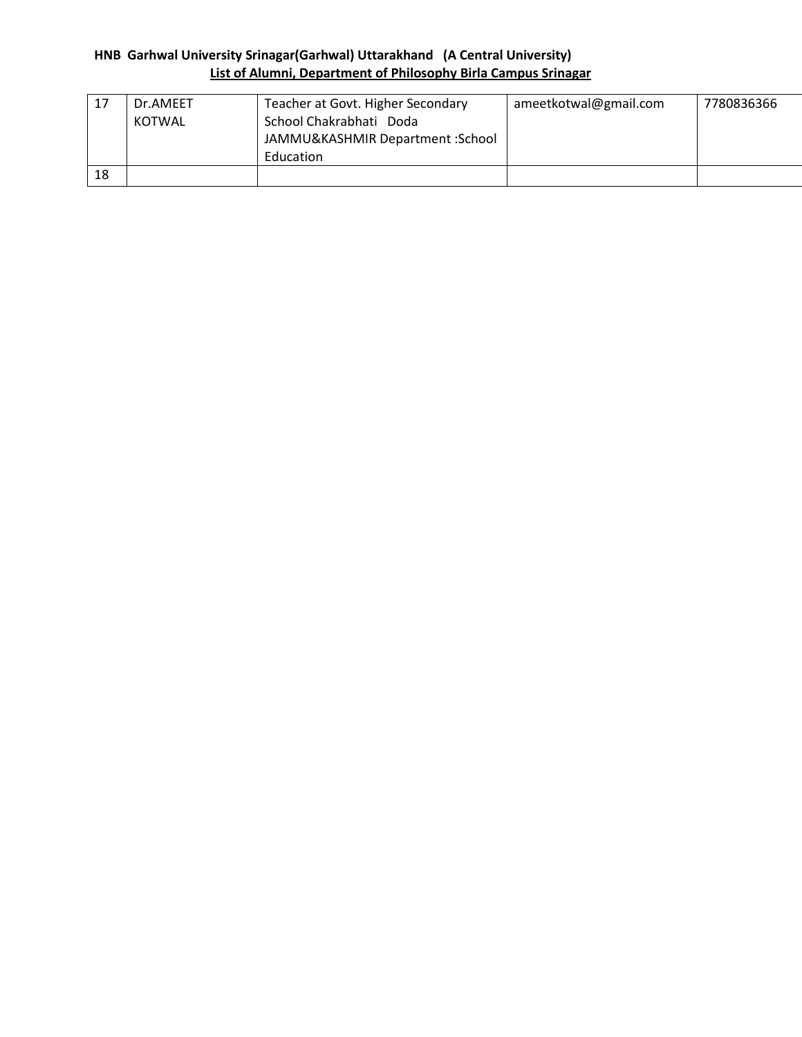**HNB Garhwal University Srinagar(Garhwal) Uttarakhand (A Central University)**

**List of Alumni, Department of Philosophy Birla Campus Srinagar**

| | | | | |
|---|---|---|---|---|
| 17 | Dr.AMEET KOTWAL | Teacher at Govt. Higher Secondary School Chakrabhati Doda JAMMU&KASHMIR Department :School Education | ameetkotwal@gmail.com | 7780836366 |
| 18 | | | | |